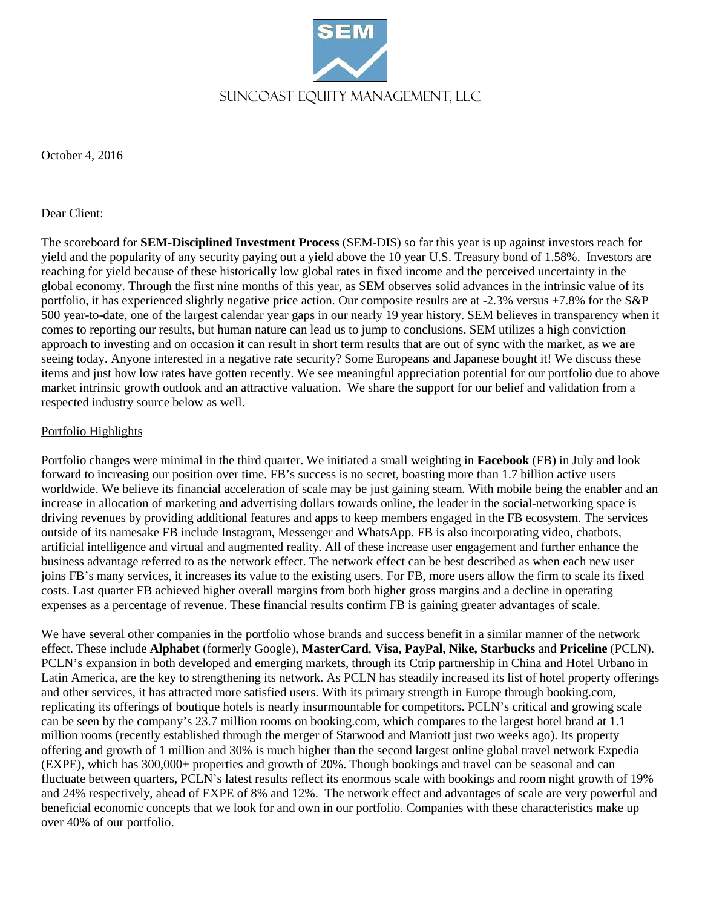SUNCOAST EQUITY MANAGEMENT, LLC

October 4, 2016

Dear Client:

The scoreboard for **SEM-Disciplined Investment Process** (SEM-DIS) so far this year is up against investors reach for yield and the popularity of any security paying out a yield above the 10 year U.S. Treasury bond of 1.58%. Investors are reaching for yield because of these historically low global rates in fixed income and the perceived uncertainty in the global economy. Through the first nine months of this year, as SEM observes solid advances in the intrinsic value of its portfolio, it has experienced slightly negative price action. Our composite results are at -2.3% versus +7.8% for the S&P 500 year-to-date, one of the largest calendar year gaps in our nearly 19 year history. SEM believes in transparency when it comes to reporting our results, but human nature can lead us to jump to conclusions. SEM utilizes a high conviction approach to investing and on occasion it can result in short term results that are out of sync with the market, as we are seeing today. Anyone interested in a negative rate security? Some Europeans and Japanese bought it! We discuss these items and just how low rates have gotten recently. We see meaningful appreciation potential for our portfolio due to above market intrinsic growth outlook and an attractive valuation. We share the support for our belief and validation from a respected industry source below as well.

<u>Portfolio Highlights</u>

Portfolio changes were minimal in the third quarter. We initiated a small weighting in **Facebook** (FB) in July and look forward to increasing our position over time. FB's success is no secret, boasting more than 1.7 billion active users worldwide. We believe its financial acceleration of scale may be just gaining steam. With mobile being the enabler and an increase in allocation of marketing and advertising dollars towards online, the leader in the social-networking space is driving revenues by providing additional features and apps to keep members engaged in the FB ecosystem. The services outside of its namesake FB include Instagram, Messenger and WhatsApp. FB is also incorporating video, chatbots, artificial intelligence and virtual and augmented reality. All of these increase user engagement and further enhance the business advantage referred to as the network effect. The network effect can be best described as when each new user joins FB's many services, it increases its value to the existing users. For FB, more users allow the firm to scale its fixed costs. Last quarter FB achieved higher overall margins from both higher gross margins and a decline in operating expenses as a percentage of revenue. These financial results confirm FB is gaining greater advantages of scale.

We have several other companies in the portfolio whose brands and success benefit in a similar manner of the network effect. These include **Alphabet** (formerly Google), **MasterCard**, **Visa, PayPal, Nike, Starbucks** and **Priceline** (PCLN). PCLN's expansion in both developed and emerging markets, through its Ctrip partnership in China and Hotel Urbano in Latin America, are the key to strengthening its network. As PCLN has steadily increased its list of hotel property offerings and other services, it has attracted more satisfied users. With its primary strength in Europe through booking.com, replicating its offerings of boutique hotels is nearly insurmountable for competitors. PCLN's critical and growing scale can be seen by the company's 23.7 million rooms on booking.com, which compares to the largest hotel brand at 1.1 million rooms (recently established through the merger of Starwood and Marriott just two weeks ago). Its property offering and growth of 1 million and 30% is much higher than the second largest online global travel network Expedia (EXPE), which has 300,000+ properties and growth of 20%. Though bookings and travel can be seasonal and can fluctuate between quarters, PCLN's latest results reflect its enormous scale with bookings and room night growth of 19% and 24% respectively, ahead of EXPE of 8% and 12%. The network effect and advantages of scale are very powerful and beneficial economic concepts that we look for and own in our portfolio. Companies with these characteristics make up over 40% of our portfolio.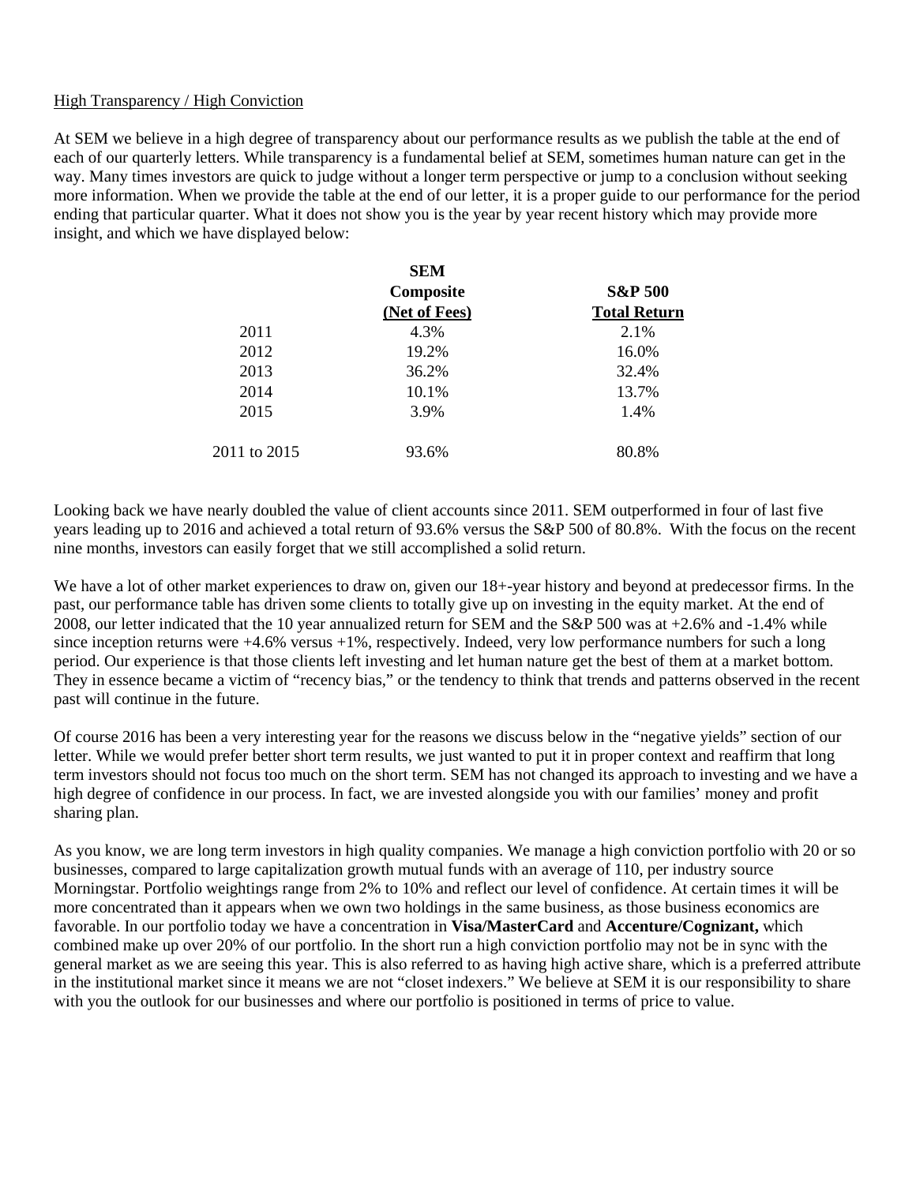High Transparency / High Conviction

At SEM we believe in a high degree of transparency about our performance results as we publish the table at the end of each of our quarterly letters. While transparency is a fundamental belief at SEM, sometimes human nature can get in the way. Many times investors are quick to judge without a longer term perspective or jump to a conclusion without seeking more information. When we provide the table at the end of our letter, it is a proper guide to our performance for the period ending that particular quarter. What it does not show you is the year by year recent history which may provide more insight, and which we have displayed below:

| | SEM Composite (Net of Fees) | S&P 500 Total Return |
|---|---|---|
| 2011 | 4.3% | 2.1% |
| 2012 | 19.2% | 16.0% |
| 2013 | 36.2% | 32.4% |
| 2014 | 10.1% | 13.7% |
| 2015 | 3.9% | 1.4% |
| 2011 to 2015 | 93.6% | 80.8% |

Looking back we have nearly doubled the value of client accounts since 2011. SEM outperformed in four of last five years leading up to 2016 and achieved a total return of 93.6% versus the S&P 500 of 80.8%. With the focus on the recent nine months, investors can easily forget that we still accomplished a solid return.

We have a lot of other market experiences to draw on, given our 18+-year history and beyond at predecessor firms. In the past, our performance table has driven some clients to totally give up on investing in the equity market. At the end of 2008, our letter indicated that the 10 year annualized return for SEM and the S&P 500 was at +2.6% and -1.4% while since inception returns were +4.6% versus +1%, respectively. Indeed, very low performance numbers for such a long period. Our experience is that those clients left investing and let human nature get the best of them at a market bottom. They in essence became a victim of "recency bias," or the tendency to think that trends and patterns observed in the recent past will continue in the future.

Of course 2016 has been a very interesting year for the reasons we discuss below in the "negative yields" section of our letter. While we would prefer better short term results, we just wanted to put it in proper context and reaffirm that long term investors should not focus too much on the short term. SEM has not changed its approach to investing and we have a high degree of confidence in our process. In fact, we are invested alongside you with our families' money and profit sharing plan.

As you know, we are long term investors in high quality companies. We manage a high conviction portfolio with 20 or so businesses, compared to large capitalization growth mutual funds with an average of 110, per industry source Morningstar. Portfolio weightings range from 2% to 10% and reflect our level of confidence. At certain times it will be more concentrated than it appears when we own two holdings in the same business, as those business economics are favorable. In our portfolio today we have a concentration in **Visa/MasterCard** and **Accenture/Cognizant,** which combined make up over 20% of our portfolio. In the short run a high conviction portfolio may not be in sync with the general market as we are seeing this year. This is also referred to as having high active share, which is a preferred attribute in the institutional market since it means we are not "closet indexers." We believe at SEM it is our responsibility to share with you the outlook for our businesses and where our portfolio is positioned in terms of price to value.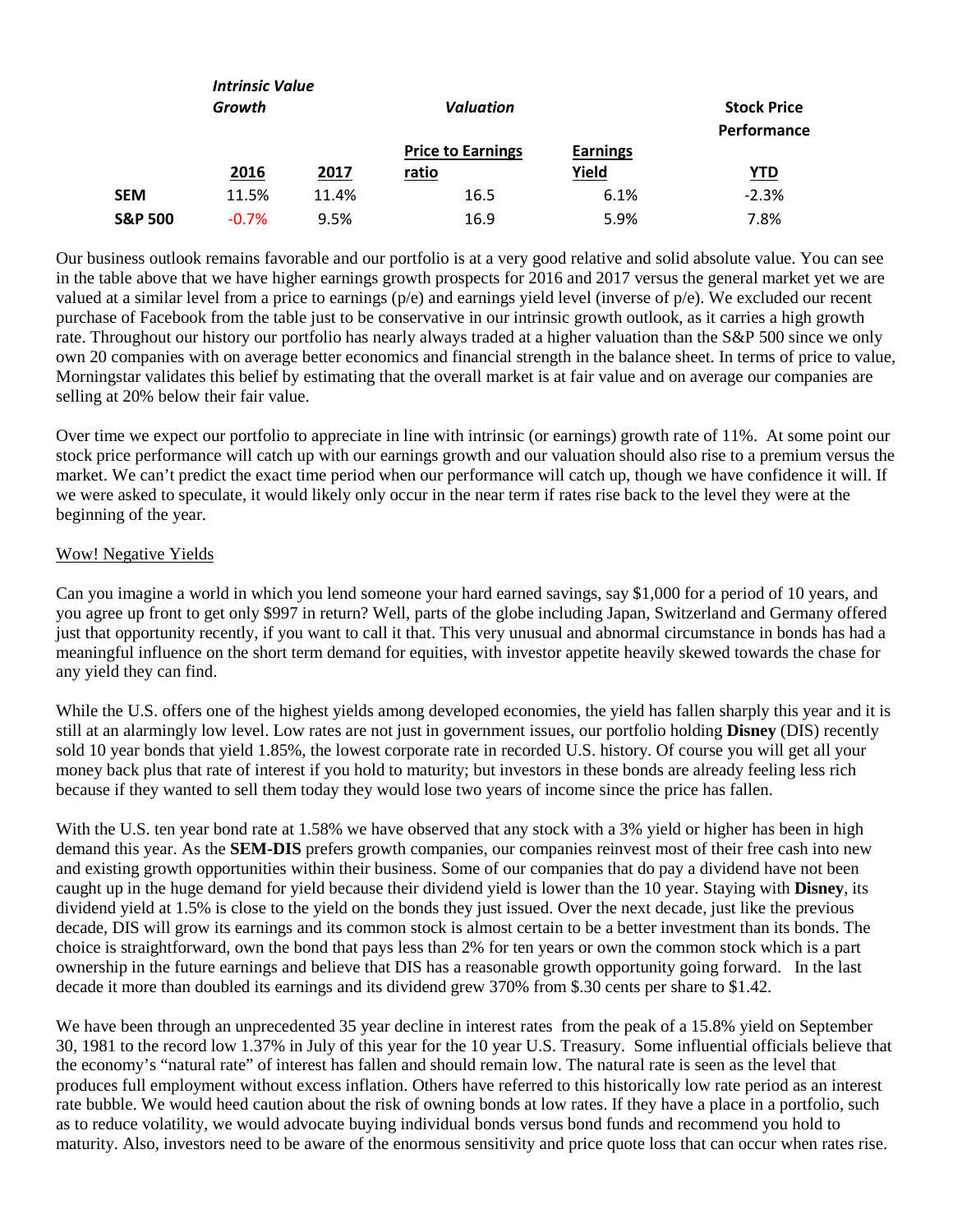| | *Intrinsic Value Growth* | | *Valuation* | | *Stock Price Performance* |
|---|---|---|---|---|---|
| | **2016** | **2017** | **Price to Earnings ratio** | **Earnings Yield** | **YTD** |
| **SEM** | 11.5% | 11.4% | 16.5 | 6.1% | -2.3% |
| **S&P 500** | -0.7% | 9.5% | 16.9 | 5.9% | 7.8% |

Our business outlook remains favorable and our portfolio is at a very good relative and solid absolute value. You can see in the table above that we have higher earnings growth prospects for 2016 and 2017 versus the general market yet we are valued at a similar level from a price to earnings (p/e) and earnings yield level (inverse of p/e). We excluded our recent purchase of Facebook from the table just to be conservative in our intrinsic growth outlook, as it carries a high growth rate. Throughout our history our portfolio has nearly always traded at a higher valuation than the S&P 500 since we only own 20 companies with on average better economics and financial strength in the balance sheet. In terms of price to value, Morningstar validates this belief by estimating that the overall market is at fair value and on average our companies are selling at 20% below their fair value.

Over time we expect our portfolio to appreciate in line with intrinsic (or earnings) growth rate of 11%. At some point our stock price performance will catch up with our earnings growth and our valuation should also rise to a premium versus the market. We can't predict the exact time period when our performance will catch up, though we have confidence it will. If we were asked to speculate, it would likely only occur in the near term if rates rise back to the level they were at the beginning of the year.

Wow! Negative Yields

Can you imagine a world in which you lend someone your hard earned savings, say $1,000 for a period of 10 years, and you agree up front to get only $997 in return? Well, parts of the globe including Japan, Switzerland and Germany offered just that opportunity recently, if you want to call it that. This very unusual and abnormal circumstance in bonds has had a meaningful influence on the short term demand for equities, with investor appetite heavily skewed towards the chase for any yield they can find.

While the U.S. offers one of the highest yields among developed economies, the yield has fallen sharply this year and it is still at an alarmingly low level. Low rates are not just in government issues, our portfolio holding **Disney** (DIS) recently sold 10 year bonds that yield 1.85%, the lowest corporate rate in recorded U.S. history. Of course you will get all your money back plus that rate of interest if you hold to maturity; but investors in these bonds are already feeling less rich because if they wanted to sell them today they would lose two years of income since the price has fallen.

With the U.S. ten year bond rate at 1.58% we have observed that any stock with a 3% yield or higher has been in high demand this year. As the **SEM-DIS** prefers growth companies, our companies reinvest most of their free cash into new and existing growth opportunities within their business. Some of our companies that do pay a dividend have not been caught up in the huge demand for yield because their dividend yield is lower than the 10 year. Staying with **Disney**, its dividend yield at 1.5% is close to the yield on the bonds they just issued. Over the next decade, just like the previous decade, DIS will grow its earnings and its common stock is almost certain to be a better investment than its bonds. The choice is straightforward, own the bond that pays less than 2% for ten years or own the common stock which is a part ownership in the future earnings and believe that DIS has a reasonable growth opportunity going forward. In the last decade it more than doubled its earnings and its dividend grew 370% from $.30 cents per share to $1.42.

We have been through an unprecedented 35 year decline in interest rates from the peak of a 15.8% yield on September 30, 1981 to the record low 1.37% in July of this year for the 10 year U.S. Treasury. Some influential officials believe that the economy's "natural rate" of interest has fallen and should remain low. The natural rate is seen as the level that produces full employment without excess inflation. Others have referred to this historically low rate period as an interest rate bubble. We would heed caution about the risk of owning bonds at low rates. If they have a place in a portfolio, such as to reduce volatility, we would advocate buying individual bonds versus bond funds and recommend you hold to maturity. Also, investors need to be aware of the enormous sensitivity and price quote loss that can occur when rates rise.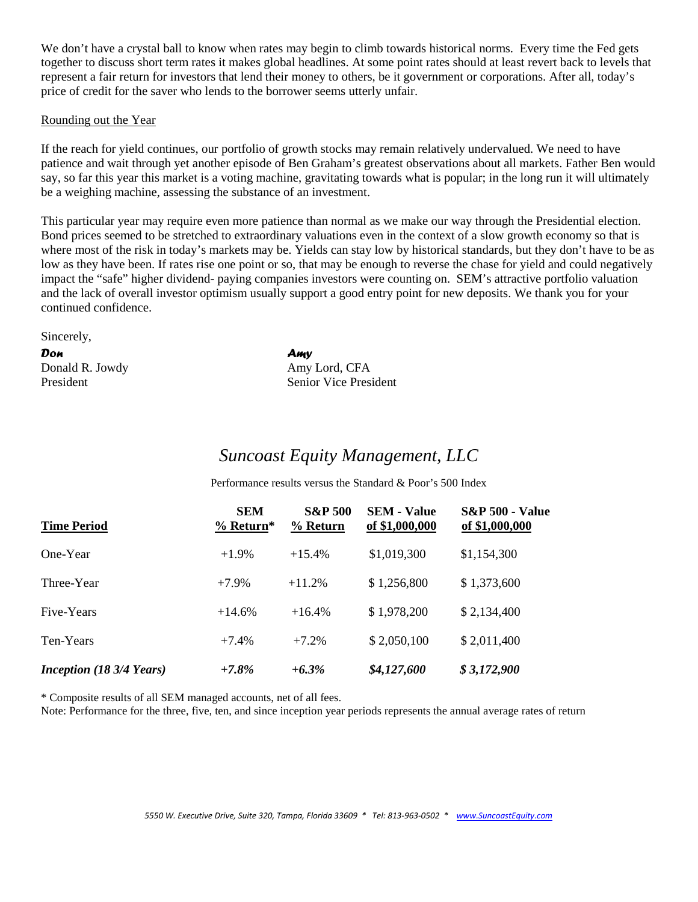We don't have a crystal ball to know when rates may begin to climb towards historical norms. Every time the Fed gets together to discuss short term rates it makes global headlines. At some point rates should at least revert back to levels that represent a fair return for investors that lend their money to others, be it government or corporations. After all, today's price of credit for the saver who lends to the borrower seems utterly unfair.

Rounding out the Year

If the reach for yield continues, our portfolio of growth stocks may remain relatively undervalued. We need to have patience and wait through yet another episode of Ben Graham's greatest observations about all markets. Father Ben would say, so far this year this market is a voting machine, gravitating towards what is popular; in the long run it will ultimately be a weighing machine, assessing the substance of an investment.

This particular year may require even more patience than normal as we make our way through the Presidential election. Bond prices seemed to be stretched to extraordinary valuations even in the context of a slow growth economy so that is where most of the risk in today's markets may be. Yields can stay low by historical standards, but they don't have to be as low as they have been. If rates rise one point or so, that may be enough to reverse the chase for yield and could negatively impact the "safe" higher dividend- paying companies investors were counting on. SEM's attractive portfolio valuation and the lack of overall investor optimism usually support a good entry point for new deposits. We thank you for your continued confidence.

Sincerely,

*Don*
Donald R. Jowdy
President

*Amy*
Amy Lord, CFA
Senior Vice President

## *Suncoast Equity Management, LLC*

Performance results versus the Standard & Poor's 500 Index

| Time Period | SEM % Return* | S&P 500 % Return | SEM - Value of $1,000,000 | S&P 500 - Value of $1,000,000 |
|---|---|---|---|---|
| One-Year | +1.9% | +15.4% | $1,019,300 | $1,154,300 |
| Three-Year | +7.9% | +11.2% | $ 1,256,800 | $ 1,373,600 |
| Five-Years | +14.6% | +16.4% | $ 1,978,200 | $ 2,134,400 |
| Ten-Years | +7.4% | +7.2% | $ 2,050,100 | $ 2,011,400 |
| ***Inception (18 3/4 Years)*** | ***+7.8%*** | ***+6.3%*** | ***$4,127,600*** | ***$ 3,172,900*** |

* Composite results of all SEM managed accounts, net of all fees.
Note: Performance for the three, five, ten, and since inception year periods represents the annual average rates of return